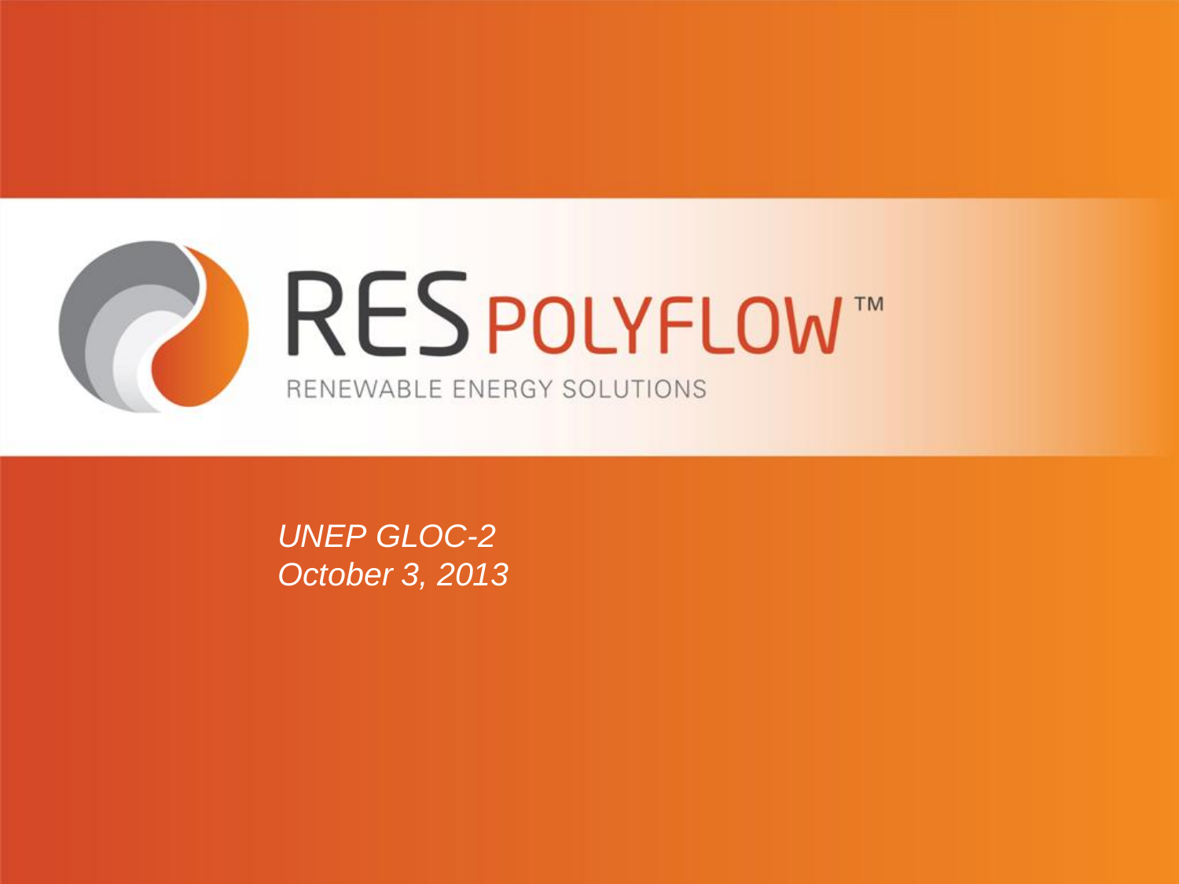# RES POLYFLOW™

RENEWABLE ENERGY SOLUTIONS

*UNEP GLOC-2*
*October 3, 2013*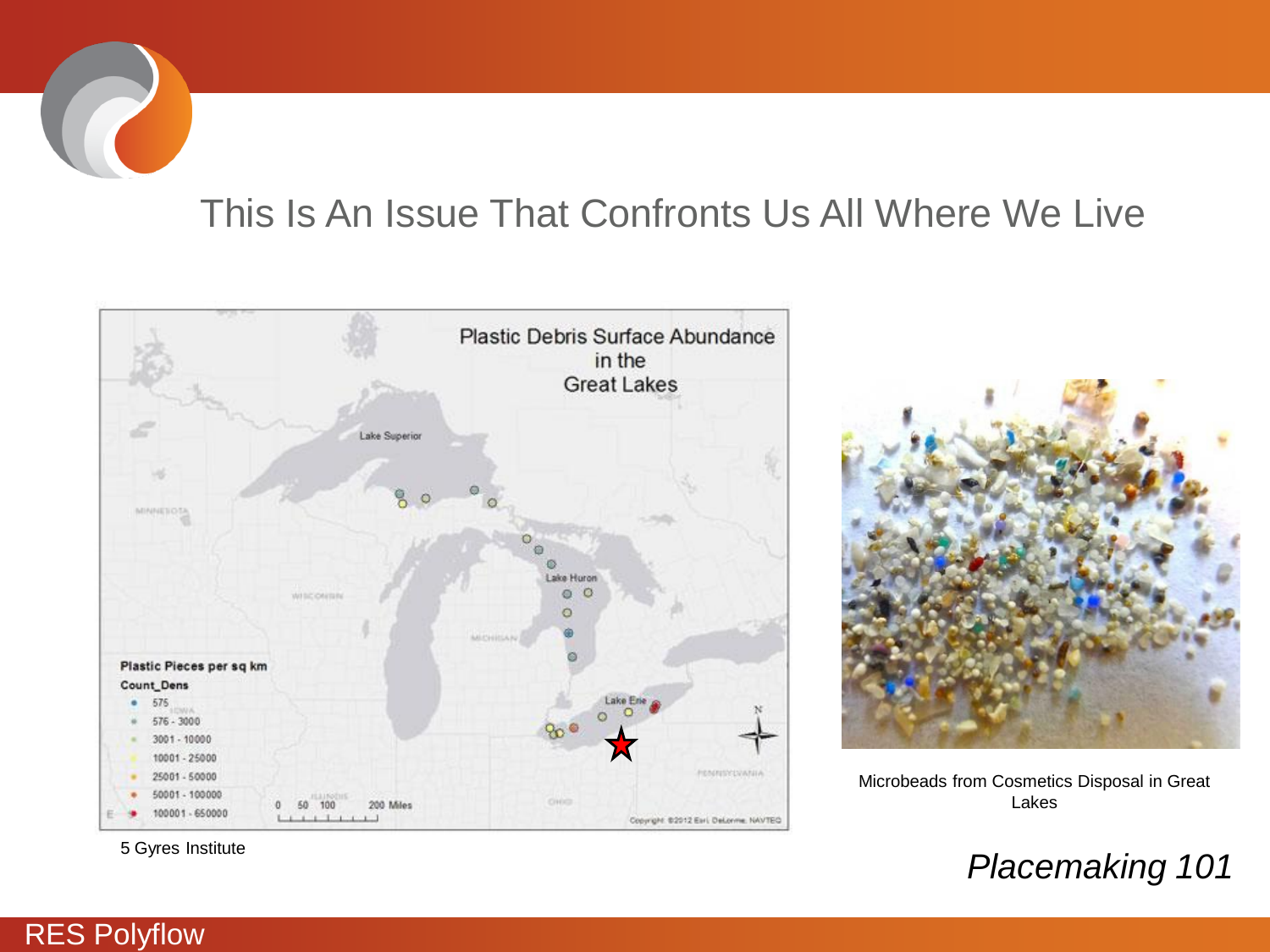# This Is An Issue That Confronts Us All Where We Live

5 Gyres Institute

Microbeads from Cosmetics Disposal in Great Lakes

*Placemaking 101*

RES Polyflow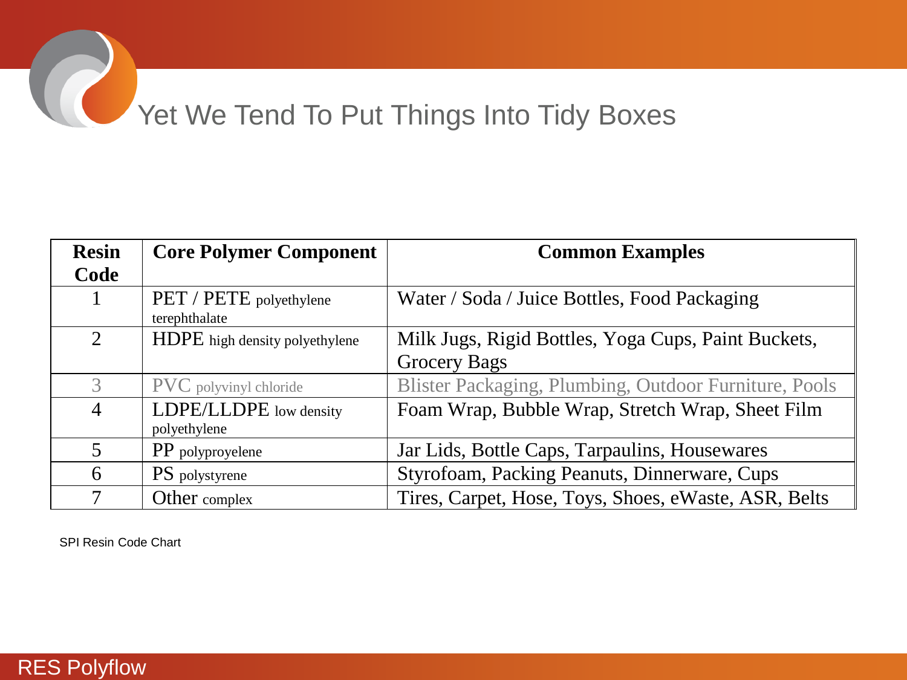# Yet We Tend To Put Things Into Tidy Boxes

| Resin Code | Core Polymer Component | Common Examples |
|---|---|---|
| 1 | PET / PETE polyethylene terephthalate | Water / Soda / Juice Bottles, Food Packaging |
| 2 | HDPE high density polyethylene | Milk Jugs, Rigid Bottles, Yoga Cups, Paint Buckets, Grocery Bags |
| 3 | PVC polyvinyl chloride | Blister Packaging, Plumbing, Outdoor Furniture, Pools |
| 4 | LDPE/LLDPE low density polyethylene | Foam Wrap, Bubble Wrap, Stretch Wrap, Sheet Film |
| 5 | PP polyproyelene | Jar Lids, Bottle Caps, Tarpaulins, Housewares |
| 6 | PS polystyrene | Styrofoam, Packing Peanuts, Dinnerware, Cups |
| 7 | Other complex | Tires, Carpet, Hose, Toys, Shoes, eWaste, ASR, Belts |

SPI Resin Code Chart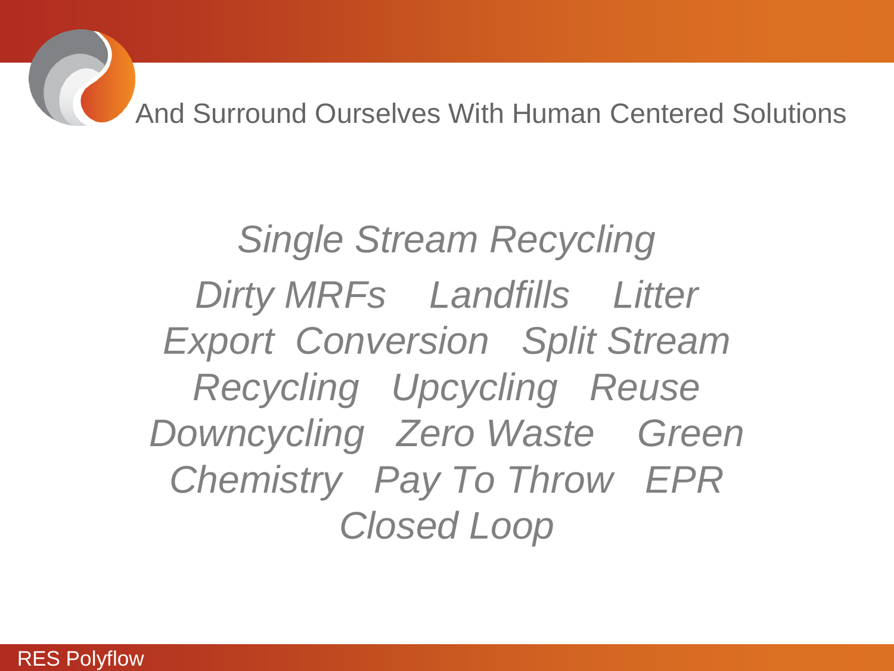# And Surround Ourselves With Human Centered Solutions

*Single Stream Recycling*

*Dirty MRFs   Landfills   Litter*

*Export  Conversion   Split Stream*

*Recycling   Upcycling   Reuse*

*Downcycling   Zero Waste   Green*

*Chemistry   Pay To Throw   EPR*

*Closed Loop*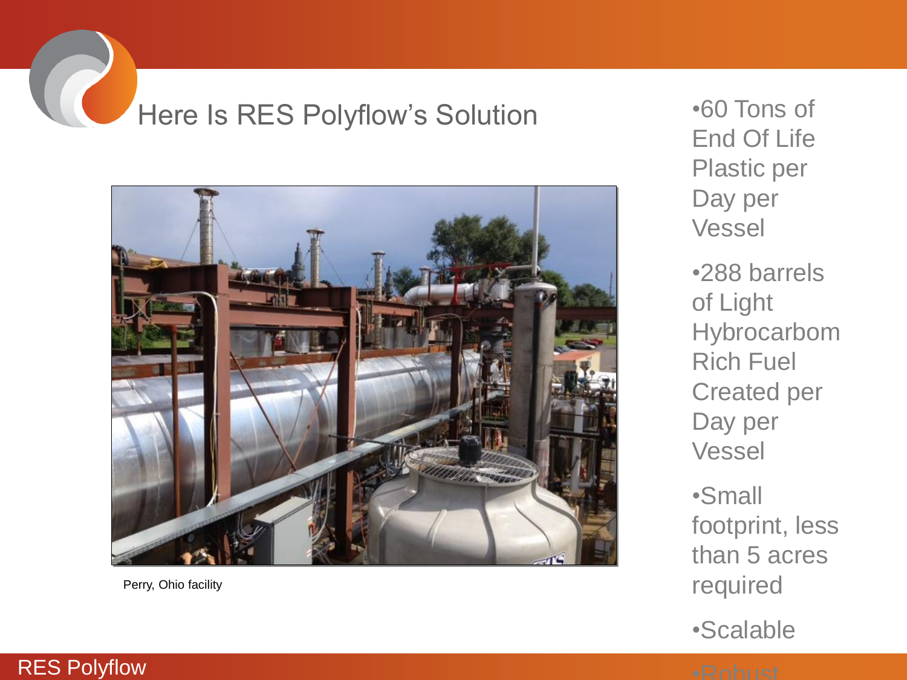# Here Is RES Polyflow's Solution

Perry, Ohio facility

- 60 Tons of End Of Life Plastic per Day per Vessel
- 288 barrels of Light Hybrocarbom Rich Fuel Created per Day per Vessel
- Small footprint, less than 5 acres required
- Scalable
- Robust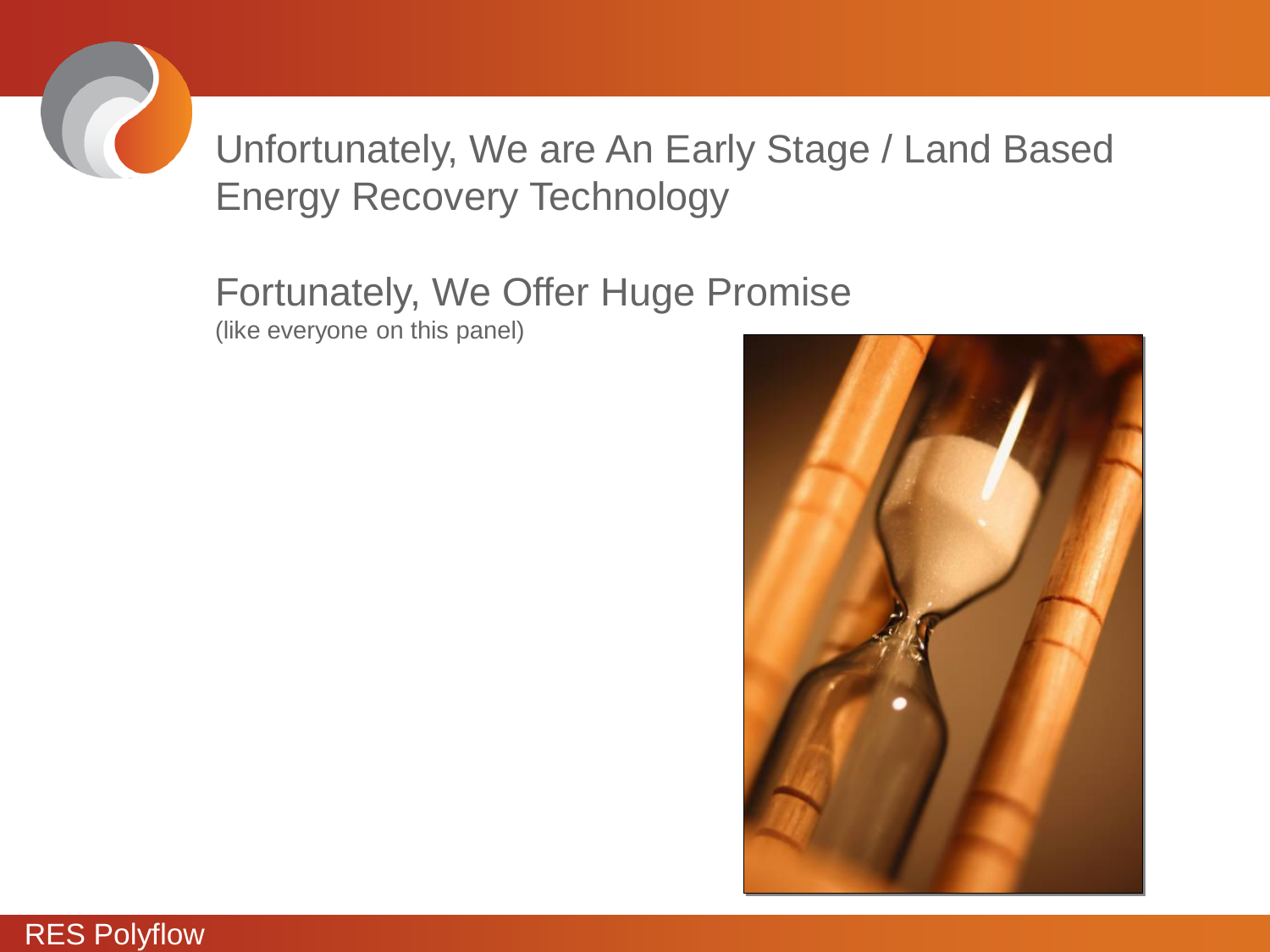# Unfortunately, We are An Early Stage / Land Based Energy Recovery Technology

## Fortunately, We Offer Huge Promise

(like everyone on this panel)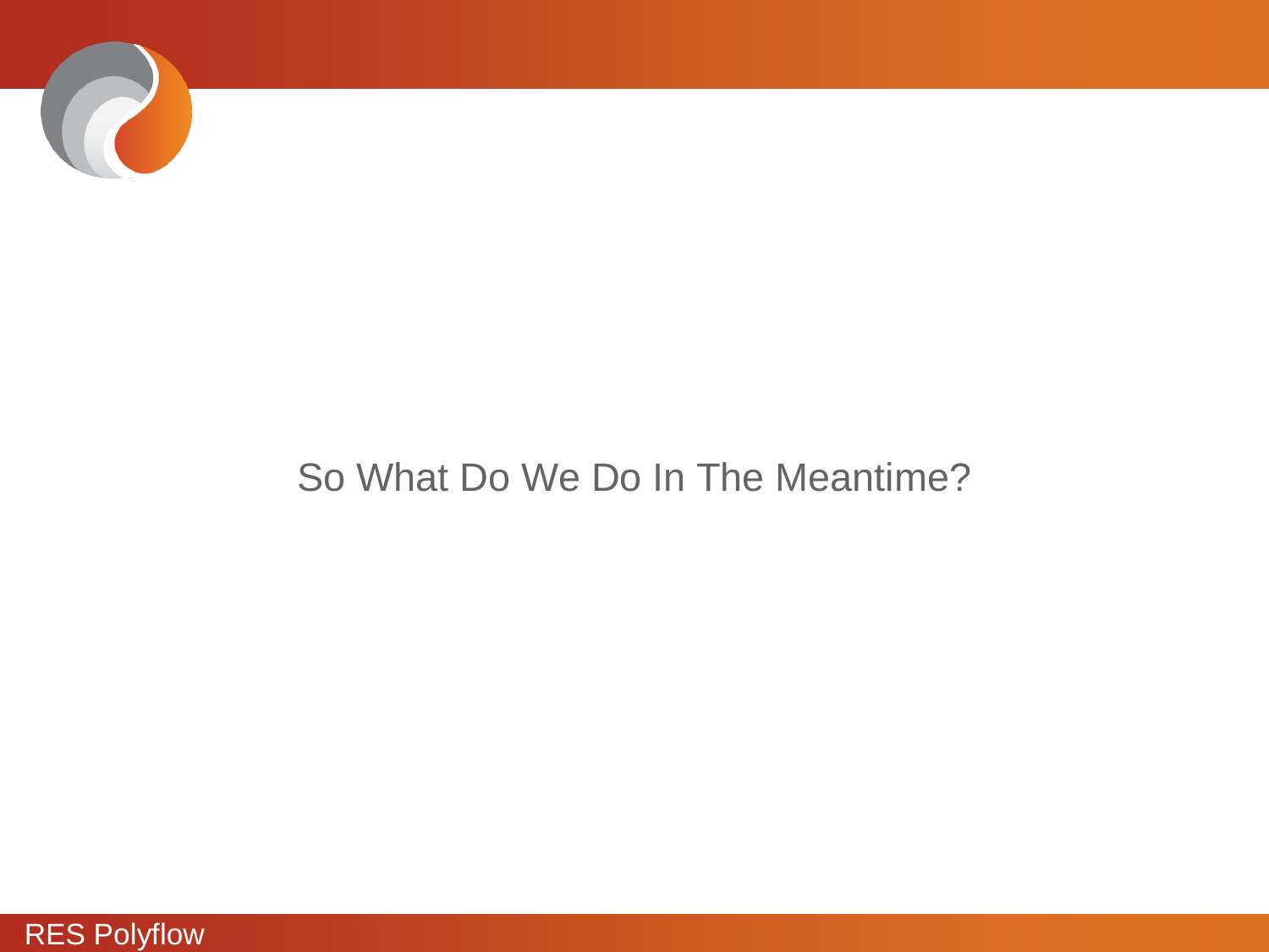## So What Do We Do In The Meantime?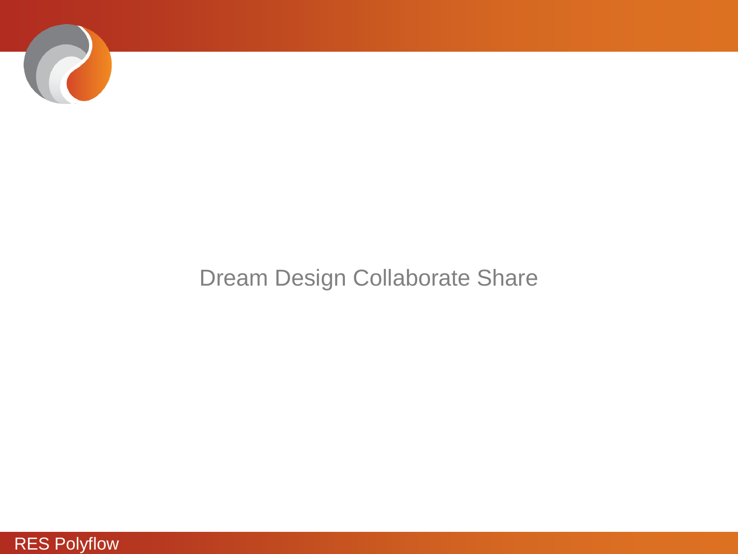Dream Design Collaborate Share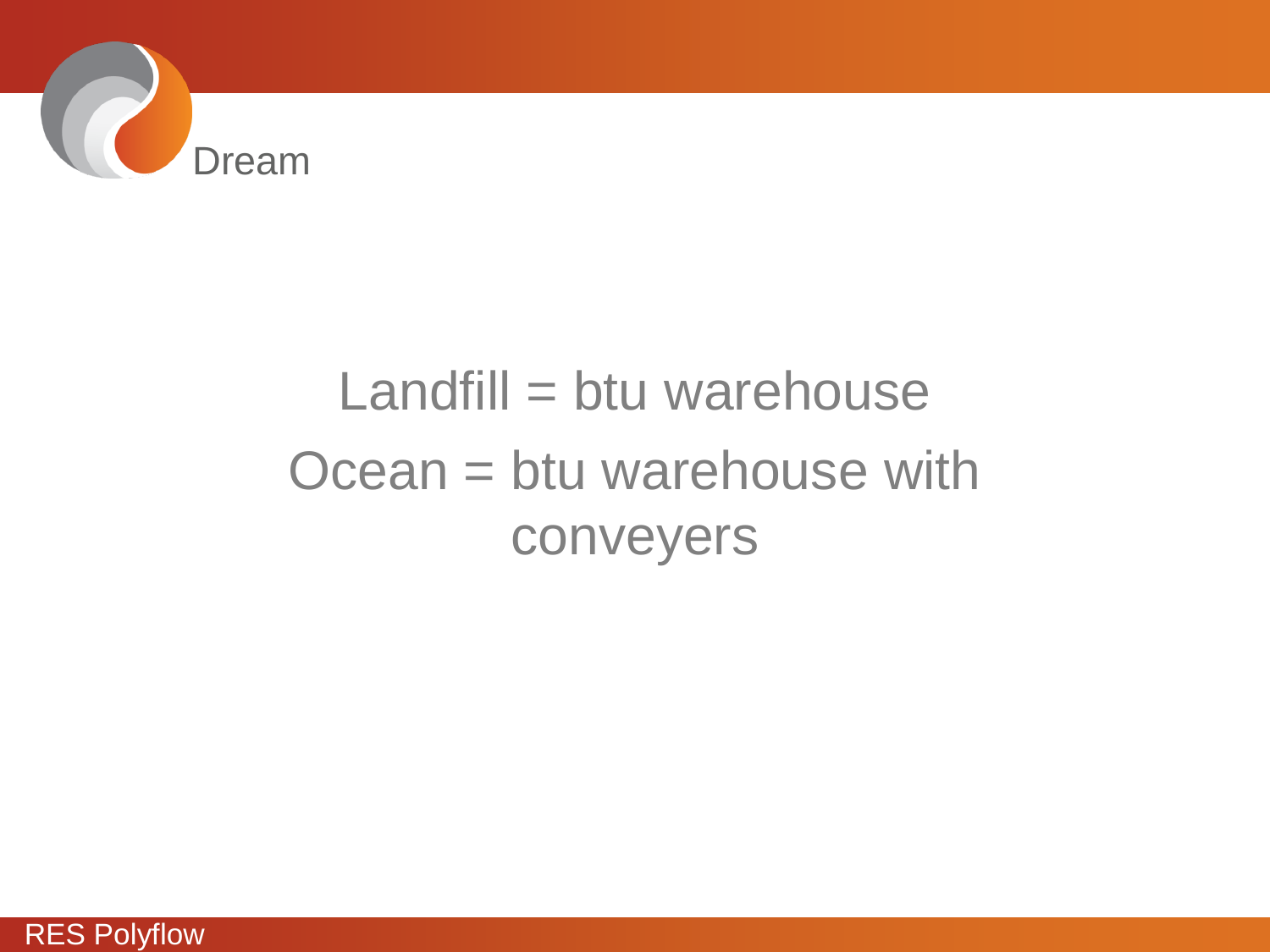# Dream

Landfill = btu warehouse

Ocean = btu warehouse with conveyers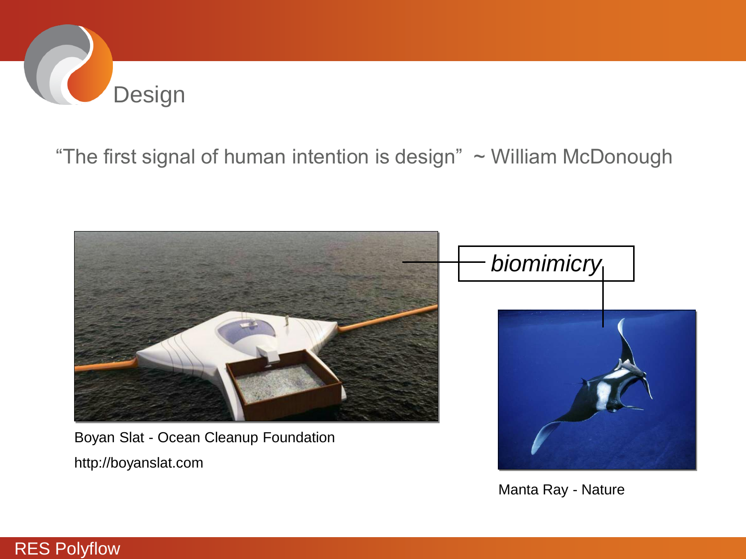# Design

"The first signal of human intention is design" ~ William McDonough

*biomimicry*

Boyan Slat - Ocean Cleanup Foundation

http://boyanslat.com

Manta Ray - Nature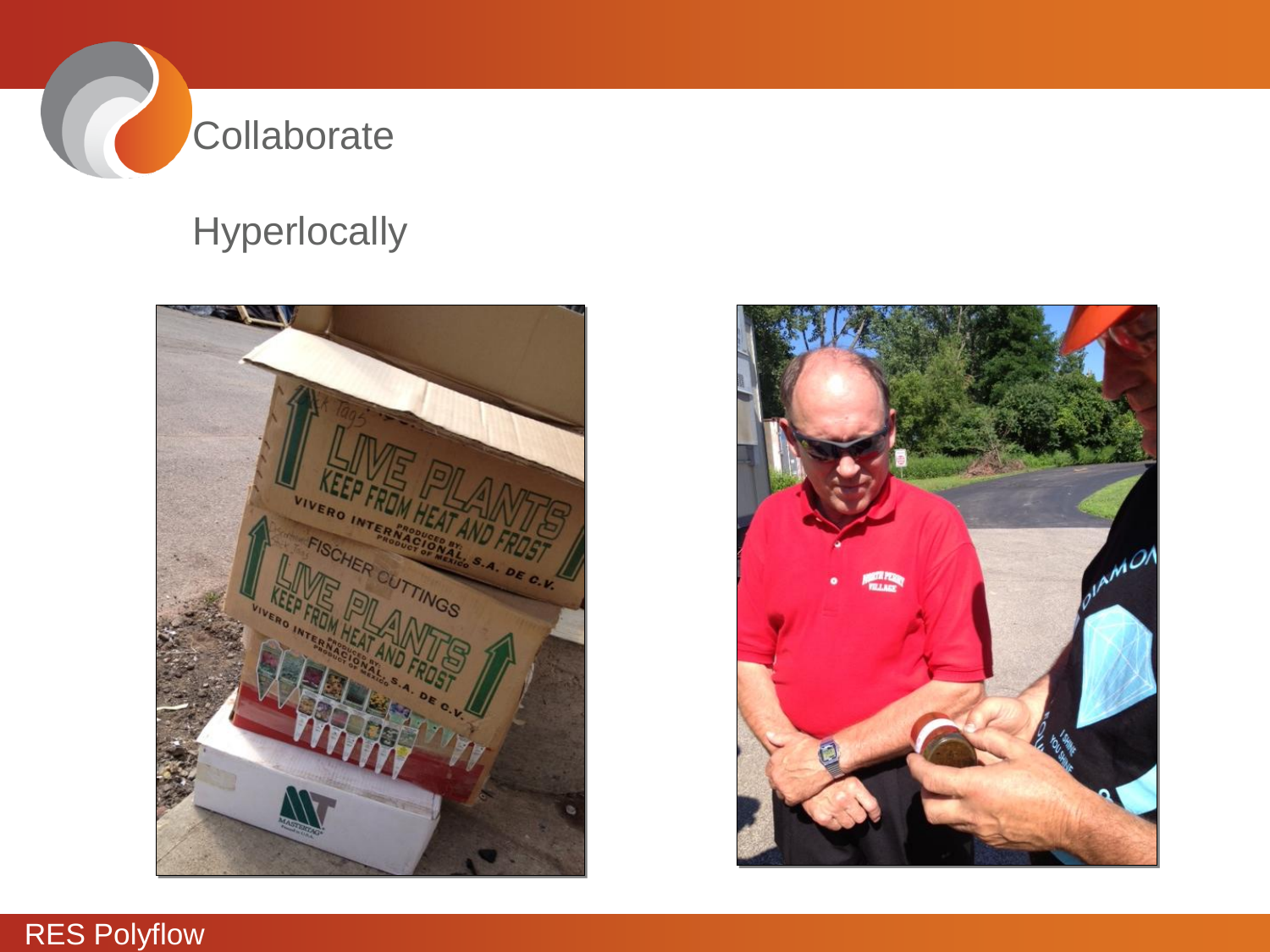# Collaborate

## Hyperlocally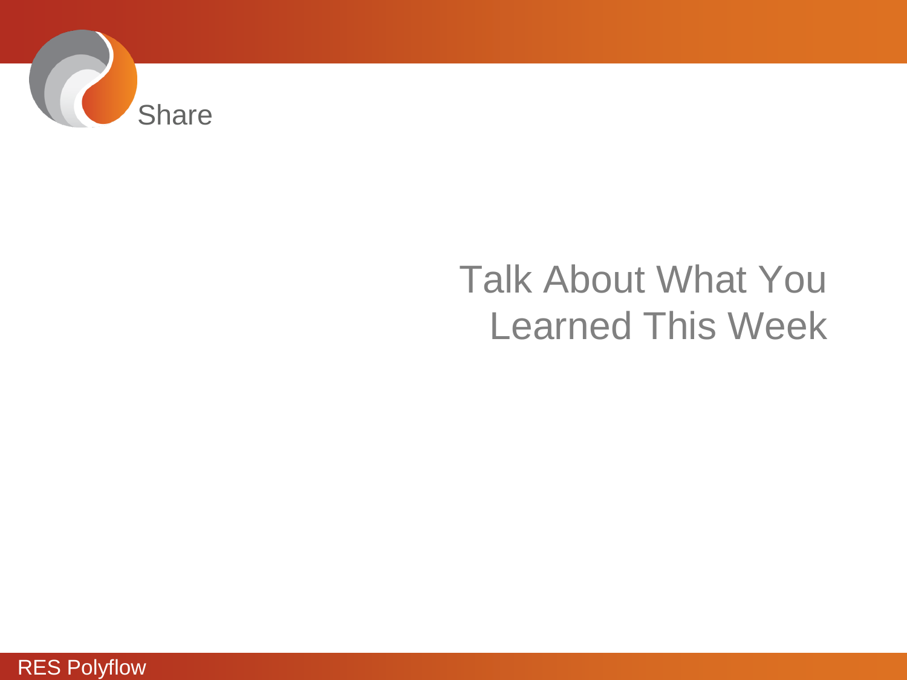## Share

# Talk About What You Learned This Week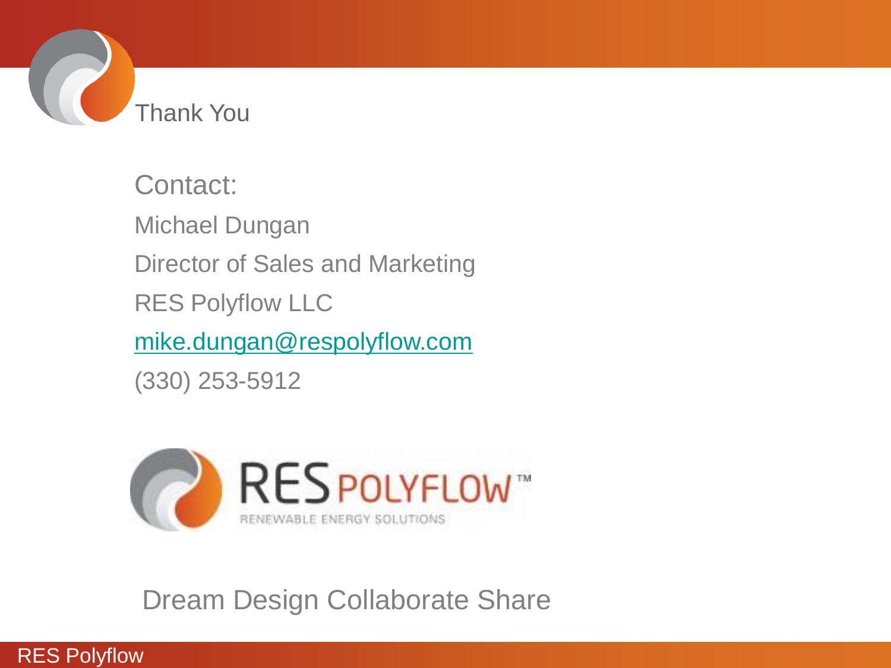# Thank You

Contact:

Michael Dungan

Director of Sales and Marketing

RES Polyflow LLC

mike.dungan@respolyflow.com

(330) 253-5912

RES POLYFLOW™

RENEWABLE ENERGY SOLUTIONS

Dream Design Collaborate Share